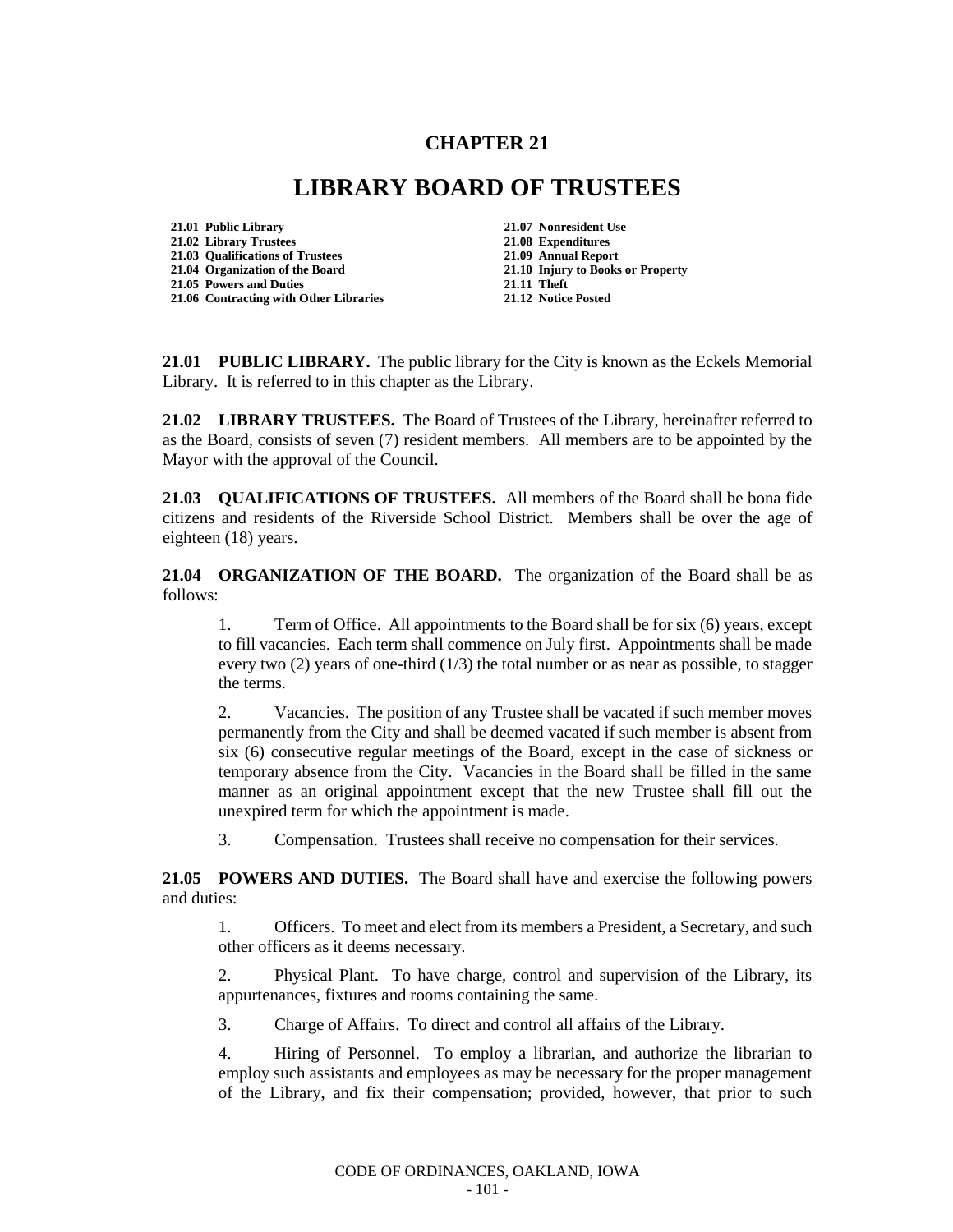# CHAPTER 21

# LIBRARY BOARD OF TRUSTEES

**21.01 Public Library**
**21.02 Library Trustees**
**21.03 Qualifications of Trustees**
**21.04 Organization of the Board**
**21.05 Powers and Duties**
**21.06 Contracting with Other Libraries**
**21.07 Nonresident Use**
**21.08 Expenditures**
**21.09 Annual Report**
**21.10 Injury to Books or Property**
**21.11 Theft**
**21.12 Notice Posted**

**21.01 PUBLIC LIBRARY.** The public library for the City is known as the Eckels Memorial Library. It is referred to in this chapter as the Library.

**21.02 LIBRARY TRUSTEES.** The Board of Trustees of the Library, hereinafter referred to as the Board, consists of seven (7) resident members. All members are to be appointed by the Mayor with the approval of the Council.

**21.03 QUALIFICATIONS OF TRUSTEES.** All members of the Board shall be bona fide citizens and residents of the Riverside School District. Members shall be over the age of eighteen (18) years.

**21.04 ORGANIZATION OF THE BOARD.** The organization of the Board shall be as follows:

1. Term of Office. All appointments to the Board shall be for six (6) years, except to fill vacancies. Each term shall commence on July first. Appointments shall be made every two (2) years of one-third (1/3) the total number or as near as possible, to stagger the terms.

2. Vacancies. The position of any Trustee shall be vacated if such member moves permanently from the City and shall be deemed vacated if such member is absent from six (6) consecutive regular meetings of the Board, except in the case of sickness or temporary absence from the City. Vacancies in the Board shall be filled in the same manner as an original appointment except that the new Trustee shall fill out the unexpired term for which the appointment is made.

3. Compensation. Trustees shall receive no compensation for their services.

**21.05 POWERS AND DUTIES.** The Board shall have and exercise the following powers and duties:

1. Officers. To meet and elect from its members a President, a Secretary, and such other officers as it deems necessary.

2. Physical Plant. To have charge, control and supervision of the Library, its appurtenances, fixtures and rooms containing the same.

3. Charge of Affairs. To direct and control all affairs of the Library.

4. Hiring of Personnel. To employ a librarian, and authorize the librarian to employ such assistants and employees as may be necessary for the proper management of the Library, and fix their compensation; provided, however, that prior to such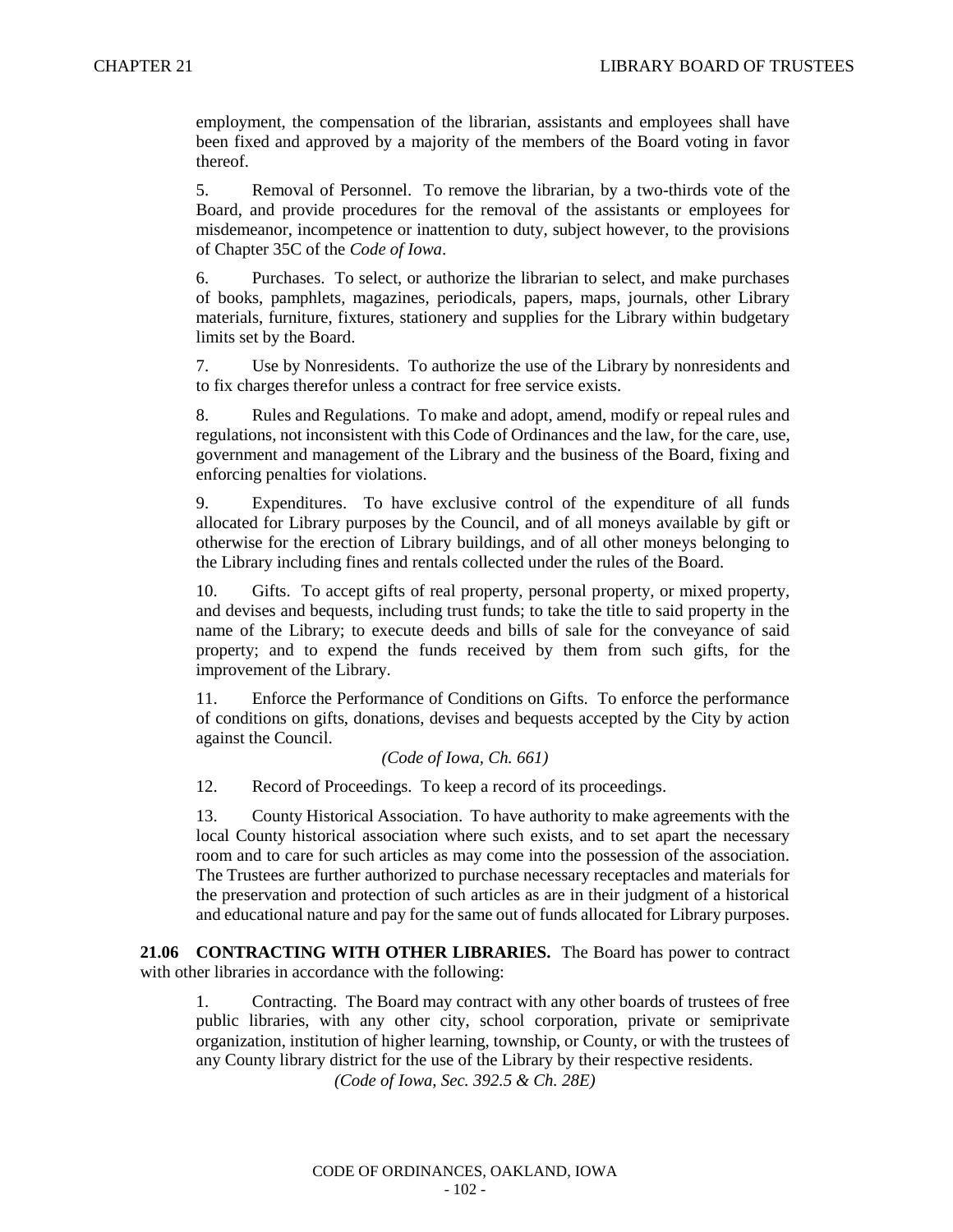employment, the compensation of the librarian, assistants and employees shall have been fixed and approved by a majority of the members of the Board voting in favor thereof.

5. Removal of Personnel. To remove the librarian, by a two-thirds vote of the Board, and provide procedures for the removal of the assistants or employees for misdemeanor, incompetence or inattention to duty, subject however, to the provisions of Chapter 35C of the *Code of Iowa*.

6. Purchases. To select, or authorize the librarian to select, and make purchases of books, pamphlets, magazines, periodicals, papers, maps, journals, other Library materials, furniture, fixtures, stationery and supplies for the Library within budgetary limits set by the Board.

7. Use by Nonresidents. To authorize the use of the Library by nonresidents and to fix charges therefor unless a contract for free service exists.

8. Rules and Regulations. To make and adopt, amend, modify or repeal rules and regulations, not inconsistent with this Code of Ordinances and the law, for the care, use, government and management of the Library and the business of the Board, fixing and enforcing penalties for violations.

9. Expenditures. To have exclusive control of the expenditure of all funds allocated for Library purposes by the Council, and of all moneys available by gift or otherwise for the erection of Library buildings, and of all other moneys belonging to the Library including fines and rentals collected under the rules of the Board.

10. Gifts. To accept gifts of real property, personal property, or mixed property, and devises and bequests, including trust funds; to take the title to said property in the name of the Library; to execute deeds and bills of sale for the conveyance of said property; and to expend the funds received by them from such gifts, for the improvement of the Library.

11. Enforce the Performance of Conditions on Gifts. To enforce the performance of conditions on gifts, donations, devises and bequests accepted by the City by action against the Council.

*(Code of Iowa, Ch. 661)*

12. Record of Proceedings. To keep a record of its proceedings.

13. County Historical Association. To have authority to make agreements with the local County historical association where such exists, and to set apart the necessary room and to care for such articles as may come into the possession of the association. The Trustees are further authorized to purchase necessary receptacles and materials for the preservation and protection of such articles as are in their judgment of a historical and educational nature and pay for the same out of funds allocated for Library purposes.

**21.06 CONTRACTING WITH OTHER LIBRARIES.** The Board has power to contract with other libraries in accordance with the following:

1. Contracting. The Board may contract with any other boards of trustees of free public libraries, with any other city, school corporation, private or semiprivate organization, institution of higher learning, township, or County, or with the trustees of any County library district for the use of the Library by their respective residents.

*(Code of Iowa, Sec. 392.5 & Ch. 28E)*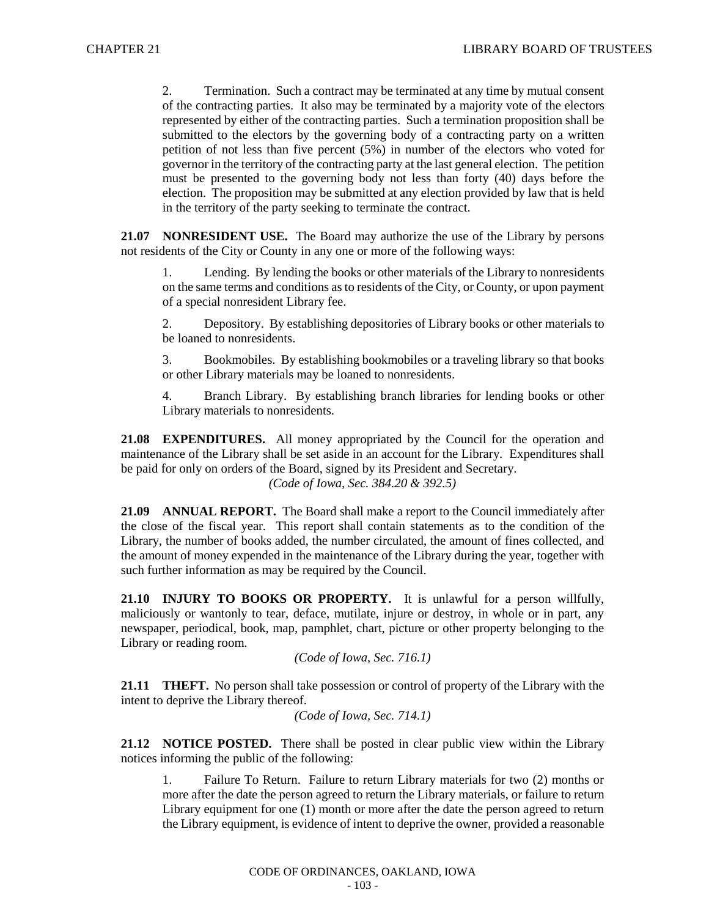2. Termination. Such a contract may be terminated at any time by mutual consent of the contracting parties. It also may be terminated by a majority vote of the electors represented by either of the contracting parties. Such a termination proposition shall be submitted to the electors by the governing body of a contracting party on a written petition of not less than five percent (5%) in number of the electors who voted for governor in the territory of the contracting party at the last general election. The petition must be presented to the governing body not less than forty (40) days before the election. The proposition may be submitted at any election provided by law that is held in the territory of the party seeking to terminate the contract.

**21.07 NONRESIDENT USE.** The Board may authorize the use of the Library by persons not residents of the City or County in any one or more of the following ways:

1. Lending. By lending the books or other materials of the Library to nonresidents on the same terms and conditions as to residents of the City, or County, or upon payment of a special nonresident Library fee.

2. Depository. By establishing depositories of Library books or other materials to be loaned to nonresidents.

3. Bookmobiles. By establishing bookmobiles or a traveling library so that books or other Library materials may be loaned to nonresidents.

4. Branch Library. By establishing branch libraries for lending books or other Library materials to nonresidents.

**21.08 EXPENDITURES.** All money appropriated by the Council for the operation and maintenance of the Library shall be set aside in an account for the Library. Expenditures shall be paid for only on orders of the Board, signed by its President and Secretary.

*(Code of Iowa, Sec. 384.20 & 392.5)*

**21.09 ANNUAL REPORT.** The Board shall make a report to the Council immediately after the close of the fiscal year. This report shall contain statements as to the condition of the Library, the number of books added, the number circulated, the amount of fines collected, and the amount of money expended in the maintenance of the Library during the year, together with such further information as may be required by the Council.

**21.10 INJURY TO BOOKS OR PROPERTY.** It is unlawful for a person willfully, maliciously or wantonly to tear, deface, mutilate, injure or destroy, in whole or in part, any newspaper, periodical, book, map, pamphlet, chart, picture or other property belonging to the Library or reading room.

*(Code of Iowa, Sec. 716.1)*

**21.11 THEFT.** No person shall take possession or control of property of the Library with the intent to deprive the Library thereof.

*(Code of Iowa, Sec. 714.1)*

**21.12 NOTICE POSTED.** There shall be posted in clear public view within the Library notices informing the public of the following:

1. Failure To Return. Failure to return Library materials for two (2) months or more after the date the person agreed to return the Library materials, or failure to return Library equipment for one (1) month or more after the date the person agreed to return the Library equipment, is evidence of intent to deprive the owner, provided a reasonable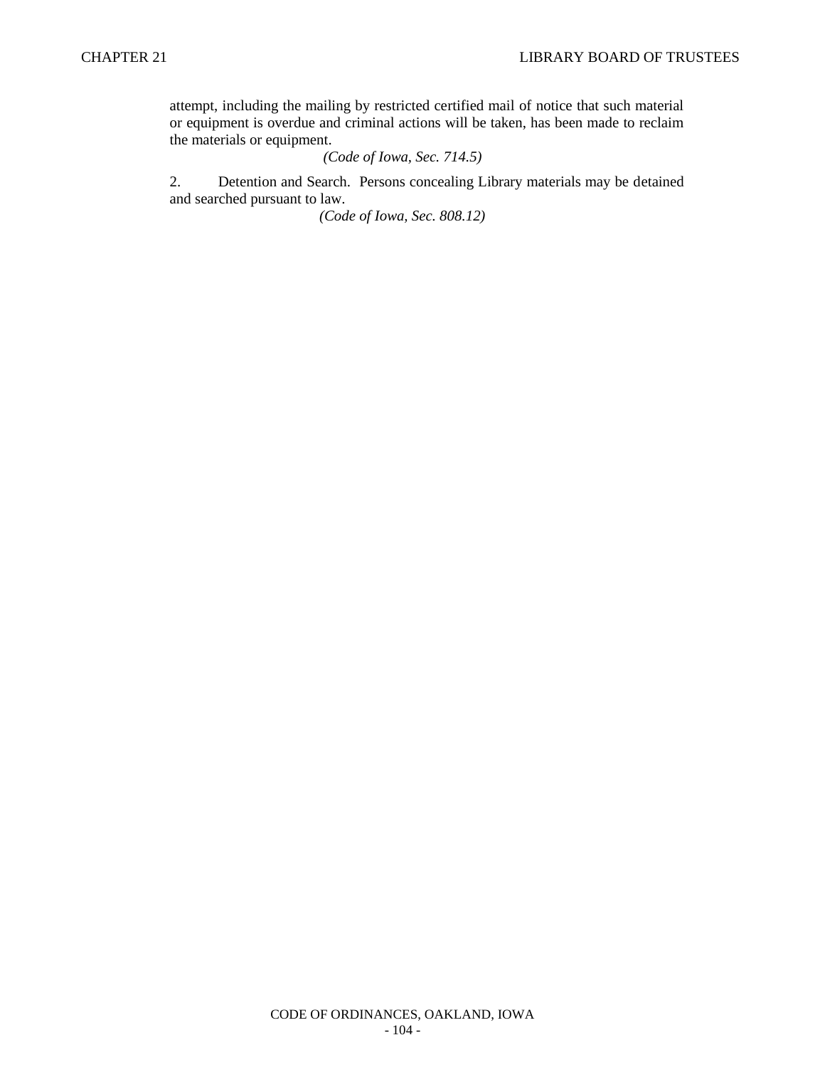attempt, including the mailing by restricted certified mail of notice that such material or equipment is overdue and criminal actions will be taken, has been made to reclaim the materials or equipment.

*(Code of Iowa, Sec. 714.5)*

2. Detention and Search. Persons concealing Library materials may be detained and searched pursuant to law.

*(Code of Iowa, Sec. 808.12)*